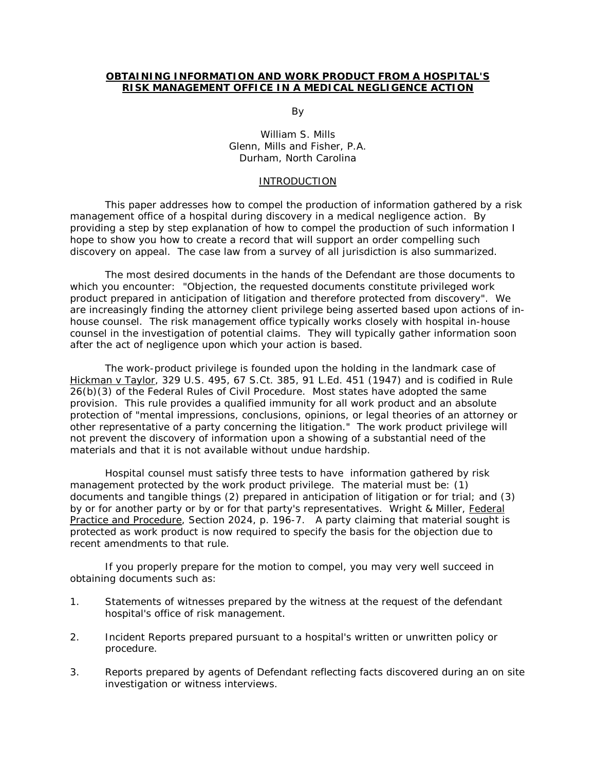# OBTAINING INFORMATION AND WORK PRODUCT FROM A HOSPITAL'S RISK MANAGEMENT OFFICE IN A MEDICAL NEGLIGENCE ACTION

By

William S. Mills
Glenn, Mills and Fisher, P.A.
Durham, North Carolina

## INTRODUCTION

This paper addresses how to compel the production of information gathered by a risk management office of a hospital during discovery in a medical negligence action. By providing a step by step explanation of how to compel the production of such information I hope to show you how to create a record that will support an order compelling such discovery on appeal. The case law from a survey of all jurisdiction is also summarized.

The most desired documents in the hands of the Defendant are those documents to which you encounter: "Objection, the requested documents constitute privileged work product prepared in anticipation of litigation and therefore protected from discovery". We are increasingly finding the attorney client privilege being asserted based upon actions of in-house counsel. The risk management office typically works closely with hospital in-house counsel in the investigation of potential claims. They will typically gather information soon after the act of negligence upon which your action is based.

The work-product privilege is founded upon the holding in the landmark case of Hickman v Taylor, 329 U.S. 495, 67 S.Ct. 385, 91 L.Ed. 451 (1947) and is codified in Rule 26(b)(3) of the Federal Rules of Civil Procedure. Most states have adopted the same provision. This rule provides a qualified immunity for all work product and an absolute protection of "mental impressions, conclusions, opinions, or legal theories of an attorney or other representative of a party concerning the litigation." The work product privilege will not prevent the discovery of information upon a showing of a substantial need of the materials and that it is not available without undue hardship.

Hospital counsel must satisfy three tests to have information gathered by risk management protected by the work product privilege. The material must be: (1) documents and tangible things (2) prepared in anticipation of litigation or for trial; and (3) by or for another party or by or for that party's representatives. Wright & Miller, Federal Practice and Procedure, Section 2024, p. 196-7. A party claiming that material sought is protected as work product is now required to specify the basis for the objection due to recent amendments to that rule.

If you properly prepare for the motion to compel, you may very well succeed in obtaining documents such as:

1. Statements of witnesses prepared by the witness at the request of the defendant hospital's office of risk management.

2. Incident Reports prepared pursuant to a hospital's written or unwritten policy or procedure.

3. Reports prepared by agents of Defendant reflecting facts discovered during an on site investigation or witness interviews.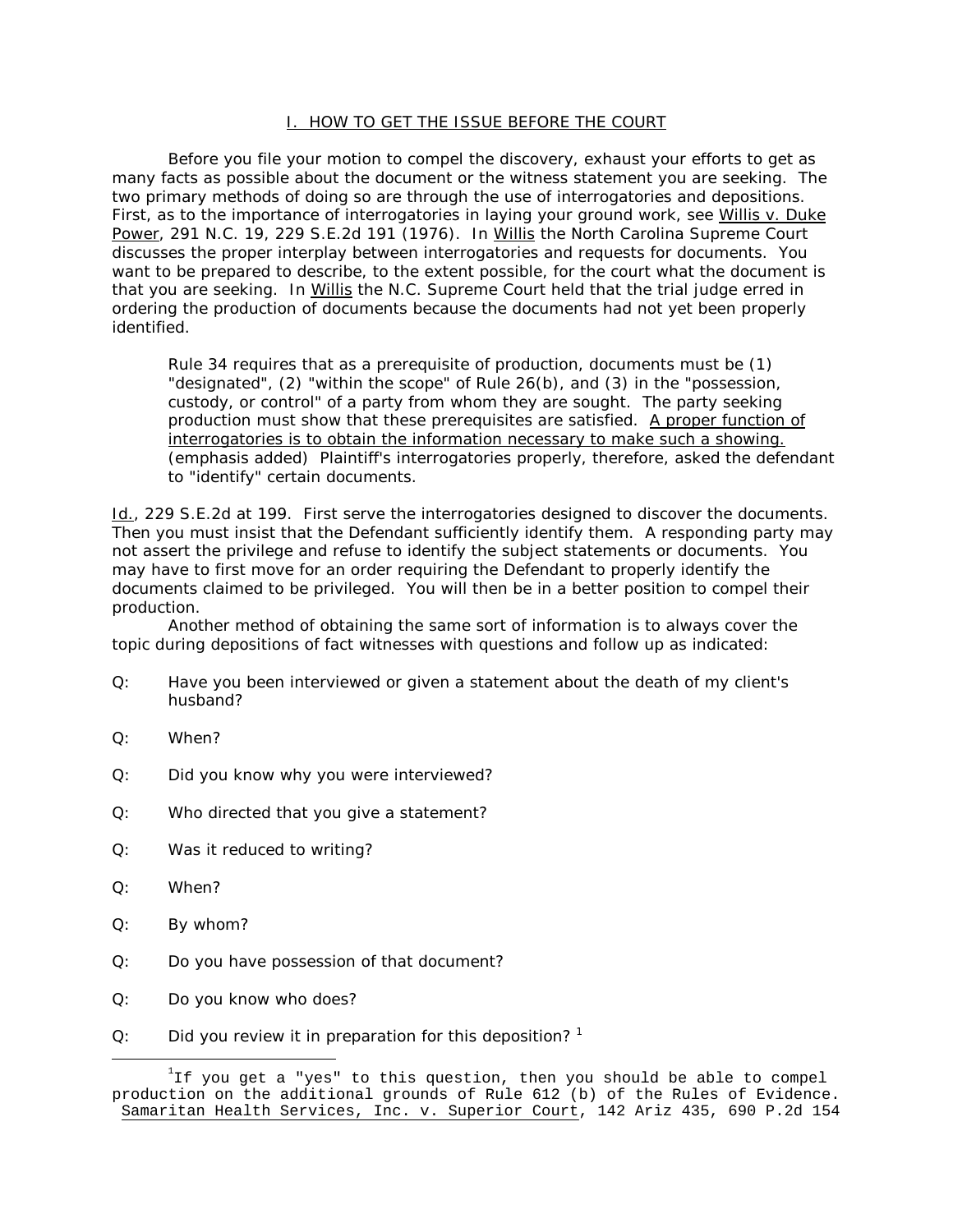## I. HOW TO GET THE ISSUE BEFORE THE COURT

Before you file your motion to compel the discovery, exhaust your efforts to get as many facts as possible about the document or the witness statement you are seeking. The two primary methods of doing so are through the use of interrogatories and depositions. First, as to the importance of interrogatories in laying your ground work, see Willis v. Duke Power, 291 N.C. 19, 229 S.E.2d 191 (1976). In Willis the North Carolina Supreme Court discusses the proper interplay between interrogatories and requests for documents. You want to be prepared to describe, to the extent possible, for the court what the document is that you are seeking. In Willis the N.C. Supreme Court held that the trial judge erred in ordering the production of documents because the documents had not yet been properly identified.

> Rule 34 requires that as a prerequisite of production, documents must be (1) "designated", (2) "within the scope" of Rule 26(b), and (3) in the "possession, custody, or control" of a party from whom they are sought. The party seeking production must show that these prerequisites are satisfied. A proper function of interrogatories is to obtain the information necessary to make such a showing. (emphasis added) Plaintiff's interrogatories properly, therefore, asked the defendant to "identify" certain documents.

Id., 229 S.E.2d at 199. First serve the interrogatories designed to discover the documents. Then you must insist that the Defendant sufficiently identify them. A responding party may not assert the privilege and refuse to identify the subject statements or documents. You may have to first move for an order requiring the Defendant to properly identify the documents claimed to be privileged. You will then be in a better position to compel their production.

Another method of obtaining the same sort of information is to always cover the topic during depositions of fact witnesses with questions and follow up as indicated:

Q: Have you been interviewed or given a statement about the death of my client's husband?

Q: When?

Q: Did you know why you were interviewed?

Q: Who directed that you give a statement?

Q: Was it reduced to writing?

Q: When?

Q: By whom?

Q: Do you have possession of that document?

Q: Do you know who does?

Q: Did you review it in preparation for this deposition? [1]

---

[1] If you get a "yes" to this question, then you should be able to compel production on the additional grounds of Rule 612 (b) of the Rules of Evidence. Samaritan Health Services, Inc. v. Superior Court, 142 Ariz 435, 690 P.2d 154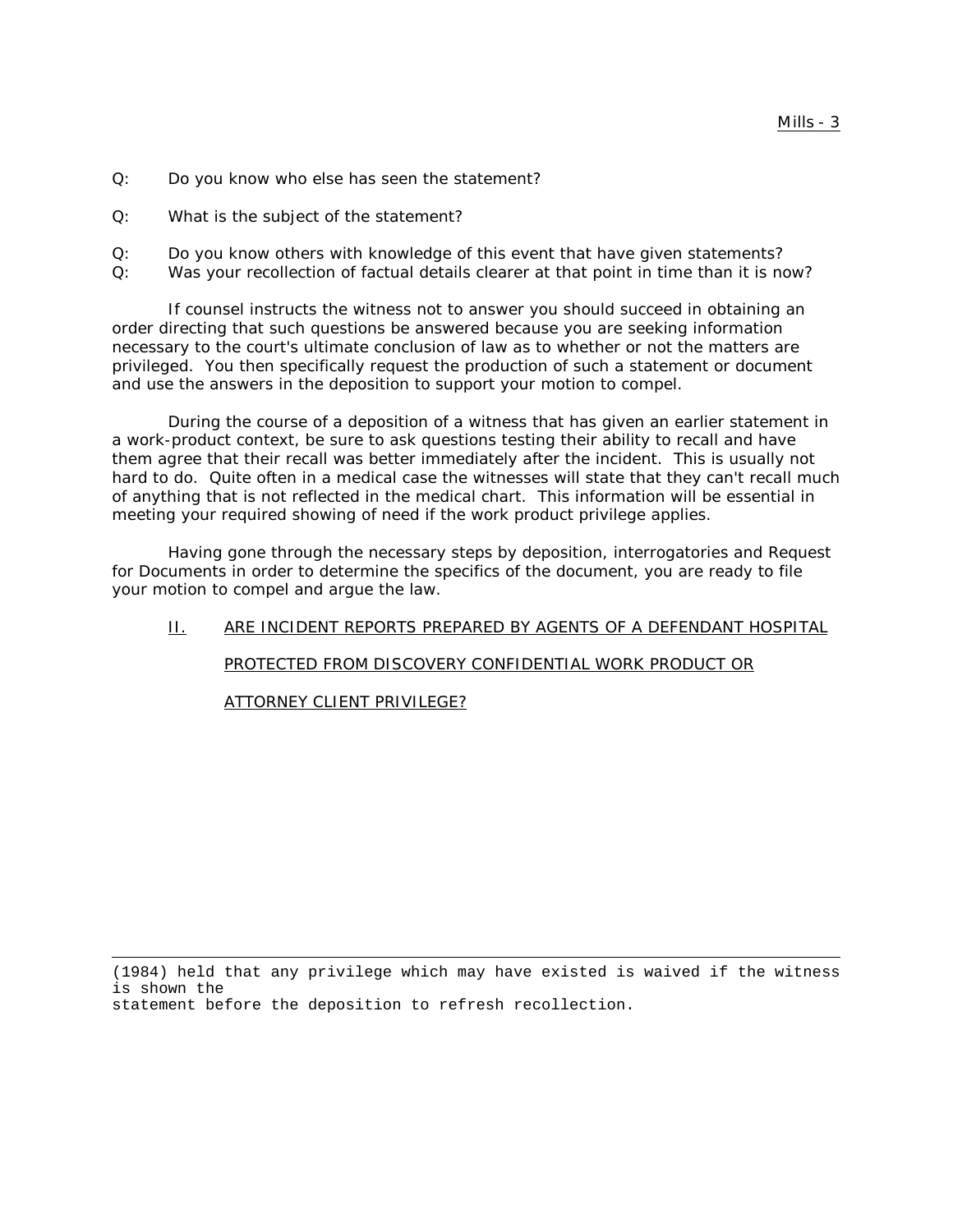Q: Do you know who else has seen the statement?

Q: What is the subject of the statement?

Q: Do you know others with knowledge of this event that have given statements?
Q: Was your recollection of factual details clearer at that point in time than it is now?

If counsel instructs the witness not to answer you should succeed in obtaining an order directing that such questions be answered because you are seeking information necessary to the court's ultimate conclusion of law as to whether or not the matters are privileged. You then specifically request the production of such a statement or document and use the answers in the deposition to support your motion to compel.

During the course of a deposition of a witness that has given an earlier statement in a work-product context, be sure to ask questions testing their ability to recall and have them agree that their recall was better immediately after the incident. This is usually not hard to do. Quite often in a medical case the witnesses will state that they can't recall much of anything that is not reflected in the medical chart. This information will be essential in meeting your required showing of need if the work product privilege applies.

Having gone through the necessary steps by deposition, interrogatories and Request for Documents in order to determine the specifics of the document, you are ready to file your motion to compel and argue the law.

## II. ARE INCIDENT REPORTS PREPARED BY AGENTS OF A DEFENDANT HOSPITAL PROTECTED FROM DISCOVERY CONFIDENTIAL WORK PRODUCT OR ATTORNEY CLIENT PRIVILEGE?

---

(1984) held that any privilege which may have existed is waived if the witness is shown the statement before the deposition to refresh recollection.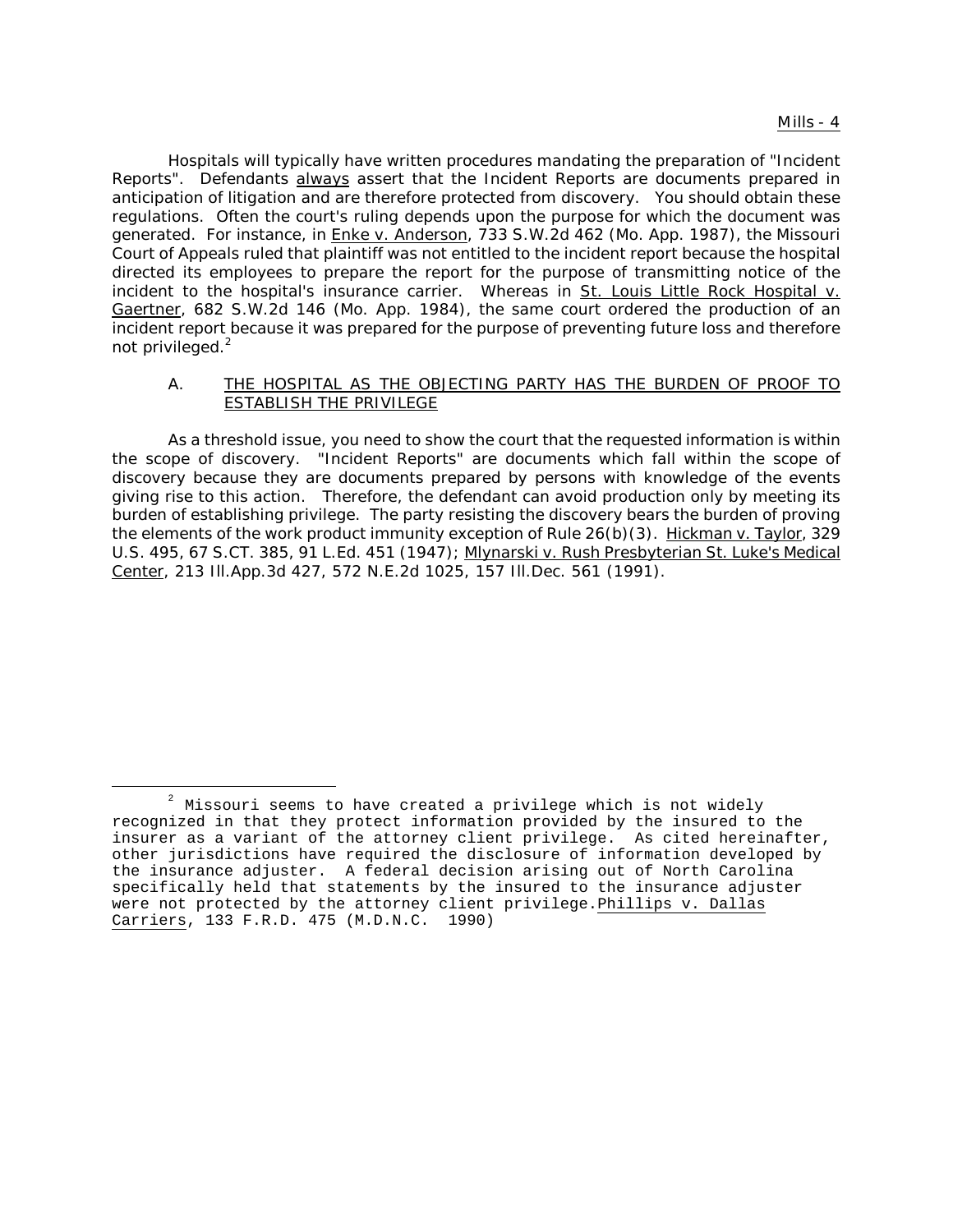Hospitals will typically have written procedures mandating the preparation of "Incident Reports". Defendants always assert that the Incident Reports are documents prepared in anticipation of litigation and are therefore protected from discovery. You should obtain these regulations. Often the court's ruling depends upon the purpose for which the document was generated. For instance, in Enke v. Anderson, 733 S.W.2d 462 (Mo. App. 1987), the Missouri Court of Appeals ruled that plaintiff was not entitled to the incident report because the hospital directed its employees to prepare the report for the purpose of transmitting notice of the incident to the hospital's insurance carrier. Whereas in St. Louis Little Rock Hospital v. Gaertner, 682 S.W.2d 146 (Mo. App. 1984), the same court ordered the production of an incident report because it was prepared for the purpose of preventing future loss and therefore not privileged.[2]

### A. THE HOSPITAL AS THE OBJECTING PARTY HAS THE BURDEN OF PROOF TO ESTABLISH THE PRIVILEGE

As a threshold issue, you need to show the court that the requested information is within the scope of discovery. "Incident Reports" are documents which fall within the scope of discovery because they are documents prepared by persons with knowledge of the events giving rise to this action. Therefore, the defendant can avoid production only by meeting its burden of establishing privilege. The party resisting the discovery bears the burden of proving the elements of the work product immunity exception of Rule 26(b)(3). Hickman v. Taylor, 329 U.S. 495, 67 S.CT. 385, 91 L.Ed. 451 (1947); Mlynarski v. Rush Presbyterian St. Luke's Medical Center, 213 Ill.App.3d 427, 572 N.E.2d 1025, 157 Ill.Dec. 561 (1991).

---

[2] Missouri seems to have created a privilege which is not widely recognized in that they protect information provided by the insured to the insurer as a variant of the attorney client privilege. As cited hereinafter, other jurisdictions have required the disclosure of information developed by the insurance adjuster. A federal decision arising out of North Carolina specifically held that statements by the insured to the insurance adjuster were not protected by the attorney client privilege. Phillips v. Dallas Carriers, 133 F.R.D. 475 (M.D.N.C. 1990)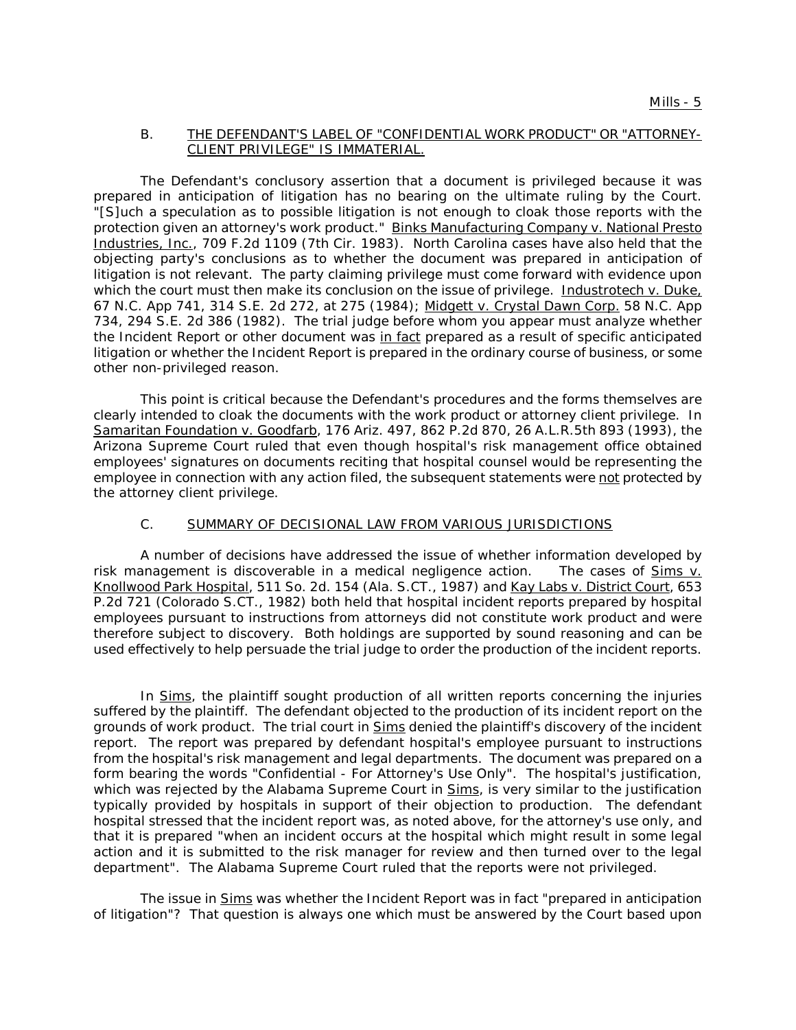### B. THE DEFENDANT'S LABEL OF "CONFIDENTIAL WORK PRODUCT" OR "ATTORNEY-CLIENT PRIVILEGE" IS IMMATERIAL.

The Defendant's conclusory assertion that a document is privileged because it was prepared in anticipation of litigation has no bearing on the ultimate ruling by the Court. "[S]uch a speculation as to possible litigation is not enough to cloak those reports with the protection given an attorney's work product." Binks Manufacturing Company v. National Presto Industries, Inc., 709 F.2d 1109 (7th Cir. 1983). North Carolina cases have also held that the objecting party's conclusions as to whether the document was prepared in anticipation of litigation is not relevant. The party claiming privilege must come forward with evidence upon which the court must then make its conclusion on the issue of privilege. Industrotech v. Duke, 67 N.C. App 741, 314 S.E. 2d 272, at 275 (1984); Midgett v. Crystal Dawn Corp. 58 N.C. App 734, 294 S.E. 2d 386 (1982). The trial judge before whom you appear must analyze whether the Incident Report or other document was in fact prepared as a result of specific anticipated litigation or whether the Incident Report is prepared in the ordinary course of business, or some other non-privileged reason.

This point is critical because the Defendant's procedures and the forms themselves are clearly intended to cloak the documents with the work product or attorney client privilege. In Samaritan Foundation v. Goodfarb, 176 Ariz. 497, 862 P.2d 870, 26 A.L.R.5th 893 (1993), the Arizona Supreme Court ruled that even though hospital's risk management office obtained employees' signatures on documents reciting that hospital counsel would be representing the employee in connection with any action filed, the subsequent statements were not protected by the attorney client privilege.

### C. SUMMARY OF DECISIONAL LAW FROM VARIOUS JURISDICTIONS

A number of decisions have addressed the issue of whether information developed by risk management is discoverable in a medical negligence action. The cases of Sims v. Knollwood Park Hospital, 511 So. 2d. 154 (Ala. S.CT., 1987) and Kay Labs v. District Court, 653 P.2d 721 (Colorado S.CT., 1982) both held that hospital incident reports prepared by hospital employees pursuant to instructions from attorneys did not constitute work product and were therefore subject to discovery. Both holdings are supported by sound reasoning and can be used effectively to help persuade the trial judge to order the production of the incident reports.

In Sims, the plaintiff sought production of all written reports concerning the injuries suffered by the plaintiff. The defendant objected to the production of its incident report on the grounds of work product. The trial court in Sims denied the plaintiff's discovery of the incident report. The report was prepared by defendant hospital's employee pursuant to instructions from the hospital's risk management and legal departments. The document was prepared on a form bearing the words "Confidential - For Attorney's Use Only". The hospital's justification, which was rejected by the Alabama Supreme Court in Sims, is very similar to the justification typically provided by hospitals in support of their objection to production. The defendant hospital stressed that the incident report was, as noted above, for the attorney's use only, and that it is prepared "when an incident occurs at the hospital which might result in some legal action and it is submitted to the risk manager for review and then turned over to the legal department". The Alabama Supreme Court ruled that the reports were not privileged.

The issue in Sims was whether the Incident Report was in fact "prepared in anticipation of litigation"? That question is always one which must be answered by the Court based upon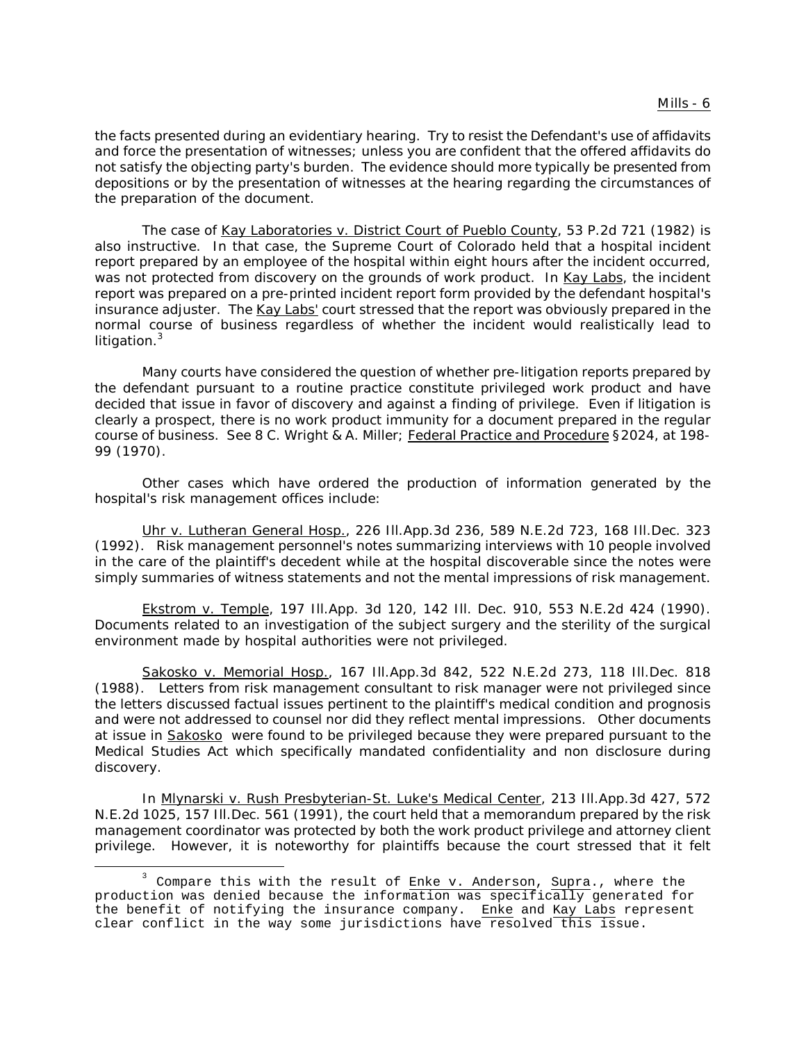the facts presented during an evidentiary hearing. Try to resist the Defendant's use of affidavits and force the presentation of witnesses; unless you are confident that the offered affidavits do not satisfy the objecting party's burden. The evidence should more typically be presented from depositions or by the presentation of witnesses at the hearing regarding the circumstances of the preparation of the document.

The case of Kay Laboratories v. District Court of Pueblo County, 53 P.2d 721 (1982) is also instructive. In that case, the Supreme Court of Colorado held that a hospital incident report prepared by an employee of the hospital within eight hours after the incident occurred, was not protected from discovery on the grounds of work product. In Kay Labs, the incident report was prepared on a pre-printed incident report form provided by the defendant hospital's insurance adjuster. The Kay Labs' court stressed that the report was obviously prepared in the normal course of business regardless of whether the incident would realistically lead to litigation.[3]

Many courts have considered the question of whether pre-litigation reports prepared by the defendant pursuant to a routine practice constitute privileged work product and have decided that issue in favor of discovery and against a finding of privilege. Even if litigation is clearly a prospect, there is no work product immunity for a document prepared in the regular course of business. See 8 C. Wright & A. Miller; Federal Practice and Procedure §2024, at 198-99 (1970).

Other cases which have ordered the production of information generated by the hospital's risk management offices include:

Uhr v. Lutheran General Hosp., 226 Ill.App.3d 236, 589 N.E.2d 723, 168 Ill.Dec. 323 (1992). Risk management personnel's notes summarizing interviews with 10 people involved in the care of the plaintiff's decedent while at the hospital discoverable since the notes were simply summaries of witness statements and not the mental impressions of risk management.

Ekstrom v. Temple, 197 Ill.App. 3d 120, 142 Ill. Dec. 910, 553 N.E.2d 424 (1990). Documents related to an investigation of the subject surgery and the sterility of the surgical environment made by hospital authorities were not privileged.

Sakosko v. Memorial Hosp., 167 Ill.App.3d 842, 522 N.E.2d 273, 118 Ill.Dec. 818 (1988). Letters from risk management consultant to risk manager were not privileged since the letters discussed factual issues pertinent to the plaintiff's medical condition and prognosis and were not addressed to counsel nor did they reflect mental impressions. Other documents at issue in Sakosko were found to be privileged because they were prepared pursuant to the Medical Studies Act which specifically mandated confidentiality and non disclosure during discovery.

In Mlynarski v. Rush Presbyterian-St. Luke's Medical Center, 213 Ill.App.3d 427, 572 N.E.2d 1025, 157 Ill.Dec. 561 (1991), the court held that a memorandum prepared by the risk management coordinator was protected by both the work product privilege and attorney client privilege. However, it is noteworthy for plaintiffs because the court stressed that it felt

[3] Compare this with the result of Enke v. Anderson, Supra., where the production was denied because the information was specifically generated for the benefit of notifying the insurance company. Enke and Kay Labs represent clear conflict in the way some jurisdictions have resolved this issue.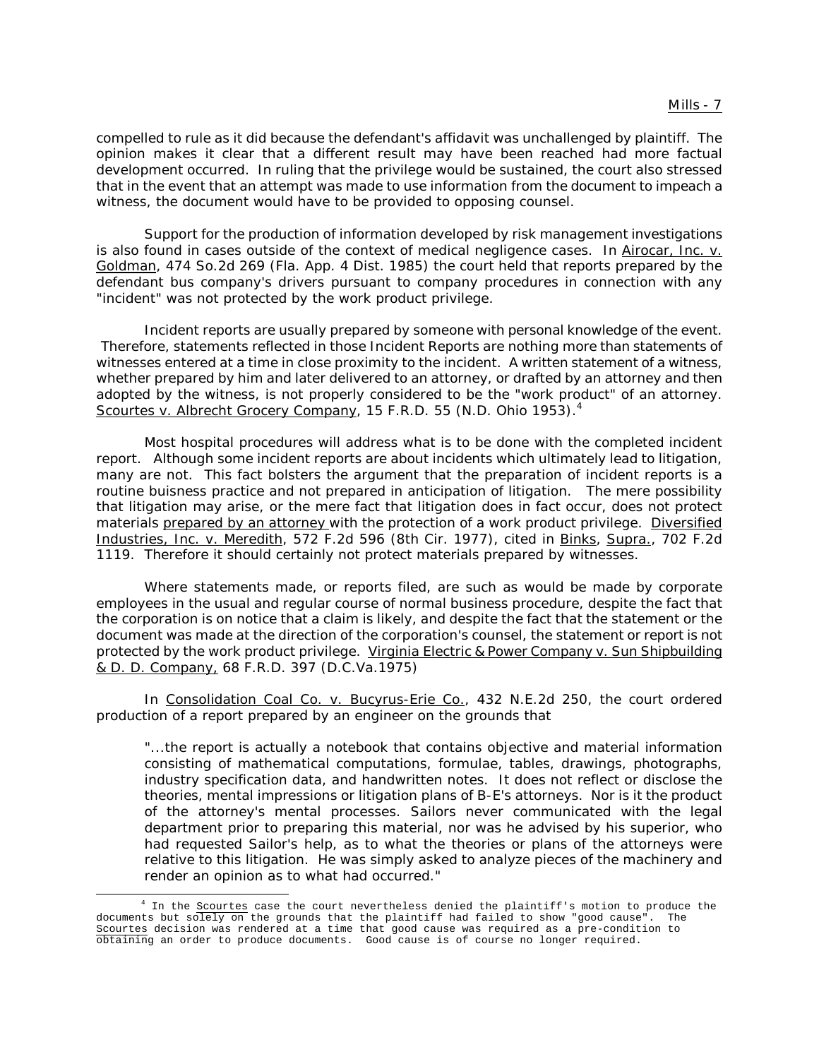compelled to rule as it did because the defendant's affidavit was unchallenged by plaintiff. The opinion makes it clear that a different result may have been reached had more factual development occurred. In ruling that the privilege would be sustained, the court also stressed that in the event that an attempt was made to use information from the document to impeach a witness, the document would have to be provided to opposing counsel.

Support for the production of information developed by risk management investigations is also found in cases outside of the context of medical negligence cases. In Airocar, Inc. v. Goldman, 474 So.2d 269 (Fla. App. 4 Dist. 1985) the court held that reports prepared by the defendant bus company's drivers pursuant to company procedures in connection with any "incident" was not protected by the work product privilege.

Incident reports are usually prepared by someone with personal knowledge of the event. Therefore, statements reflected in those Incident Reports are nothing more than statements of witnesses entered at a time in close proximity to the incident. A written statement of a witness, whether prepared by him and later delivered to an attorney, or drafted by an attorney and then adopted by the witness, is not properly considered to be the "work product" of an attorney. Scourtes v. Albrecht Grocery Company, 15 F.R.D. 55 (N.D. Ohio 1953).[4]

Most hospital procedures will address what is to be done with the completed incident report. Although some incident reports are about incidents which ultimately lead to litigation, many are not. This fact bolsters the argument that the preparation of incident reports is a routine buisness practice and not prepared in anticipation of litigation. The mere possibility that litigation may arise, or the mere fact that litigation does in fact occur, does not protect materials prepared by an attorney with the protection of a work product privilege. Diversified Industries, Inc. v. Meredith, 572 F.2d 596 (8th Cir. 1977), cited in Binks, Supra., 702 F.2d 1119. Therefore it should certainly not protect materials prepared by witnesses.

Where statements made, or reports filed, are such as would be made by corporate employees in the usual and regular course of normal business procedure, despite the fact that the corporation is on notice that a claim is likely, and despite the fact that the statement or the document was made at the direction of the corporation's counsel, the statement or report is not protected by the work product privilege. Virginia Electric & Power Company v. Sun Shipbuilding & D. D. Company, 68 F.R.D. 397 (D.C.Va.1975)

In Consolidation Coal Co. v. Bucyrus-Erie Co., 432 N.E.2d 250, the court ordered production of a report prepared by an engineer on the grounds that

> "...the report is actually a notebook that contains objective and material information consisting of mathematical computations, formulae, tables, drawings, photographs, industry specification data, and handwritten notes. It does not reflect or disclose the theories, mental impressions or litigation plans of B-E's attorneys. Nor is it the product of the attorney's mental processes. Sailors never communicated with the legal department prior to preparing this material, nor was he advised by his superior, who had requested Sailor's help, as to what the theories or plans of the attorneys were relative to this litigation. He was simply asked to analyze pieces of the machinery and render an opinion as to what had occurred."

---

[4] In the Scourtes case the court nevertheless denied the plaintiff's motion to produce the documents but solely on the grounds that the plaintiff had failed to show "good cause". The Scourtes decision was rendered at a time that good cause was required as a pre-condition to obtaining an order to produce documents. Good cause is of course no longer required.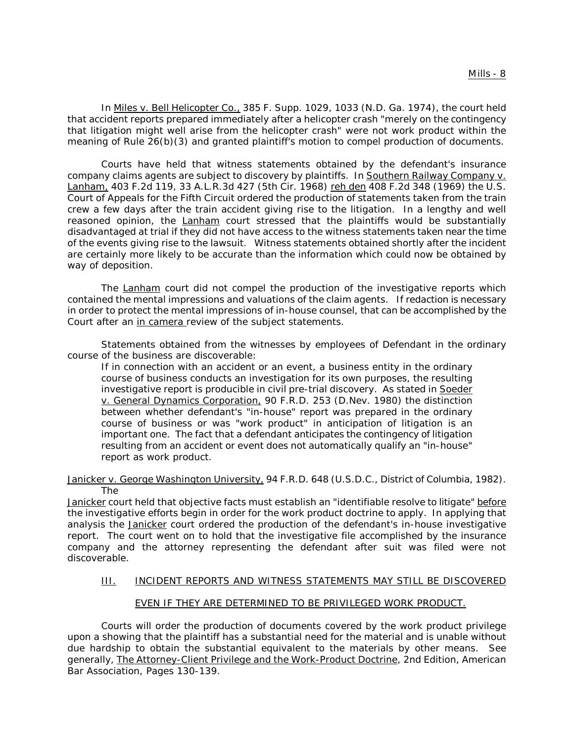In Miles v. Bell Helicopter Co., 385 F. Supp. 1029, 1033 (N.D. Ga. 1974), the court held that accident reports prepared immediately after a helicopter crash "merely on the contingency that litigation might well arise from the helicopter crash" were not work product within the meaning of Rule 26(b)(3) and granted plaintiff's motion to compel production of documents.

Courts have held that witness statements obtained by the defendant's insurance company claims agents are subject to discovery by plaintiffs. In Southern Railway Company v. Lanham, 403 F.2d 119, 33 A.L.R.3d 427 (5th Cir. 1968) reh den 408 F.2d 348 (1969) the U.S. Court of Appeals for the Fifth Circuit ordered the production of statements taken from the train crew a few days after the train accident giving rise to the litigation. In a lengthy and well reasoned opinion, the Lanham court stressed that the plaintiffs would be substantially disadvantaged at trial if they did not have access to the witness statements taken near the time of the events giving rise to the lawsuit. Witness statements obtained shortly after the incident are certainly more likely to be accurate than the information which could now be obtained by way of deposition.

The Lanham court did not compel the production of the investigative reports which contained the mental impressions and valuations of the claim agents. If redaction is necessary in order to protect the mental impressions of in-house counsel, that can be accomplished by the Court after an in camera review of the subject statements.

Statements obtained from the witnesses by employees of Defendant in the ordinary course of the business are discoverable:

> If in connection with an accident or an event, a business entity in the ordinary course of business conducts an investigation for its own purposes, the resulting investigative report is producible in civil pre-trial discovery. As stated in Soeder v. General Dynamics Corporation, 90 F.R.D. 253 (D.Nev. 1980) the distinction between whether defendant's "in-house" report was prepared in the ordinary course of business or was "work product" in anticipation of litigation is an important one. The fact that a defendant anticipates the contingency of litigation resulting from an accident or event does not automatically qualify an "in-house" report as work product.

Janicker v. George Washington University, 94 F.R.D. 648 (U.S.D.C., District of Columbia, 1982). The Janicker court held that objective facts must establish an "identifiable resolve to litigate" before the investigative efforts begin in order for the work product doctrine to apply. In applying that analysis the Janicker court ordered the production of the defendant's in-house investigative report. The court went on to hold that the investigative file accomplished by the insurance company and the attorney representing the defendant after suit was filed were not discoverable.

## III. INCIDENT REPORTS AND WITNESS STATEMENTS MAY STILL BE DISCOVERED EVEN IF THEY ARE DETERMINED TO BE PRIVILEGED WORK PRODUCT.

Courts will order the production of documents covered by the work product privilege upon a showing that the plaintiff has a substantial need for the material and is unable without due hardship to obtain the substantial equivalent to the materials by other means. See generally, The Attorney-Client Privilege and the Work-Product Doctrine, 2nd Edition, American Bar Association, Pages 130-139.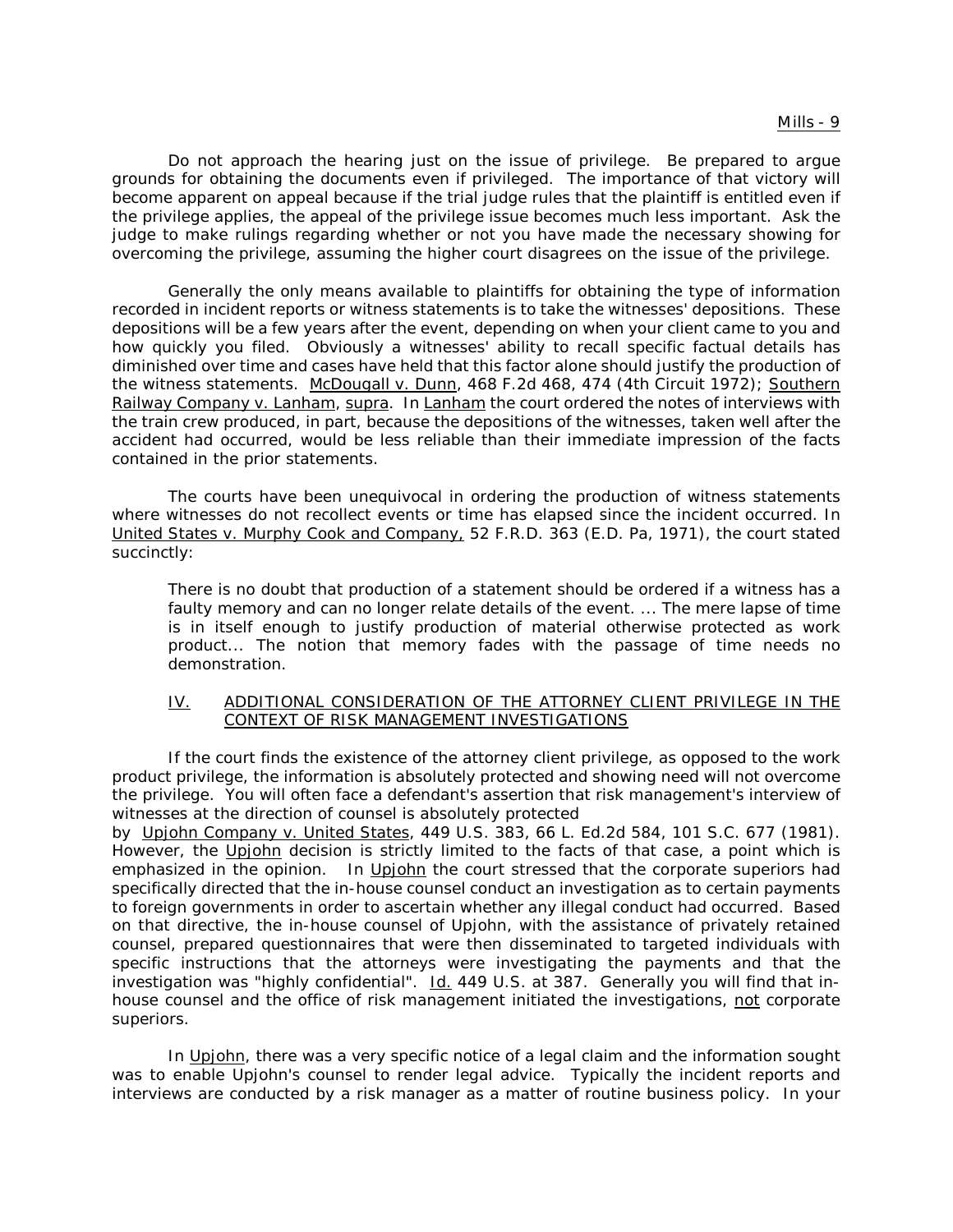Do not approach the hearing just on the issue of privilege. Be prepared to argue grounds for obtaining the documents even if privileged. The importance of that victory will become apparent on appeal because if the trial judge rules that the plaintiff is entitled even if the privilege applies, the appeal of the privilege issue becomes much less important. Ask the judge to make rulings regarding whether or not you have made the necessary showing for overcoming the privilege, assuming the higher court disagrees on the issue of the privilege.

Generally the only means available to plaintiffs for obtaining the type of information recorded in incident reports or witness statements is to take the witnesses' depositions. These depositions will be a few years after the event, depending on when your client came to you and how quickly you filed. Obviously a witnesses' ability to recall specific factual details has diminished over time and cases have held that this factor alone should justify the production of the witness statements. McDougall v. Dunn, 468 F.2d 468, 474 (4th Circuit 1972); Southern Railway Company v. Lanham, supra. In Lanham the court ordered the notes of interviews with the train crew produced, in part, because the depositions of the witnesses, taken well after the accident had occurred, would be less reliable than their immediate impression of the facts contained in the prior statements.

The courts have been unequivocal in ordering the production of witness statements where witnesses do not recollect events or time has elapsed since the incident occurred. In United States v. Murphy Cook and Company, 52 F.R.D. 363 (E.D. Pa, 1971), the court stated succinctly:

> There is no doubt that production of a statement should be ordered if a witness has a faulty memory and can no longer relate details of the event. ... The mere lapse of time is in itself enough to justify production of material otherwise protected as work product... The notion that memory fades with the passage of time needs no demonstration.

## IV. ADDITIONAL CONSIDERATION OF THE ATTORNEY CLIENT PRIVILEGE IN THE CONTEXT OF RISK MANAGEMENT INVESTIGATIONS

If the court finds the existence of the attorney client privilege, as opposed to the work product privilege, the information is absolutely protected and showing need will not overcome the privilege. You will often face a defendant's assertion that risk management's interview of witnesses at the direction of counsel is absolutely protected by Upjohn Company v. United States, 449 U.S. 383, 66 L. Ed.2d 584, 101 S.C. 677 (1981). However, the Upjohn decision is strictly limited to the facts of that case, a point which is emphasized in the opinion. In Upjohn the court stressed that the corporate superiors had specifically directed that the in-house counsel conduct an investigation as to certain payments to foreign governments in order to ascertain whether any illegal conduct had occurred. Based on that directive, the in-house counsel of Upjohn, with the assistance of privately retained counsel, prepared questionnaires that were then disseminated to targeted individuals with specific instructions that the attorneys were investigating the payments and that the investigation was "highly confidential". Id. 449 U.S. at 387. Generally you will find that in-house counsel and the office of risk management initiated the investigations, not corporate superiors.

In Upjohn, there was a very specific notice of a legal claim and the information sought was to enable Upjohn's counsel to render legal advice. Typically the incident reports and interviews are conducted by a risk manager as a matter of routine business policy. In your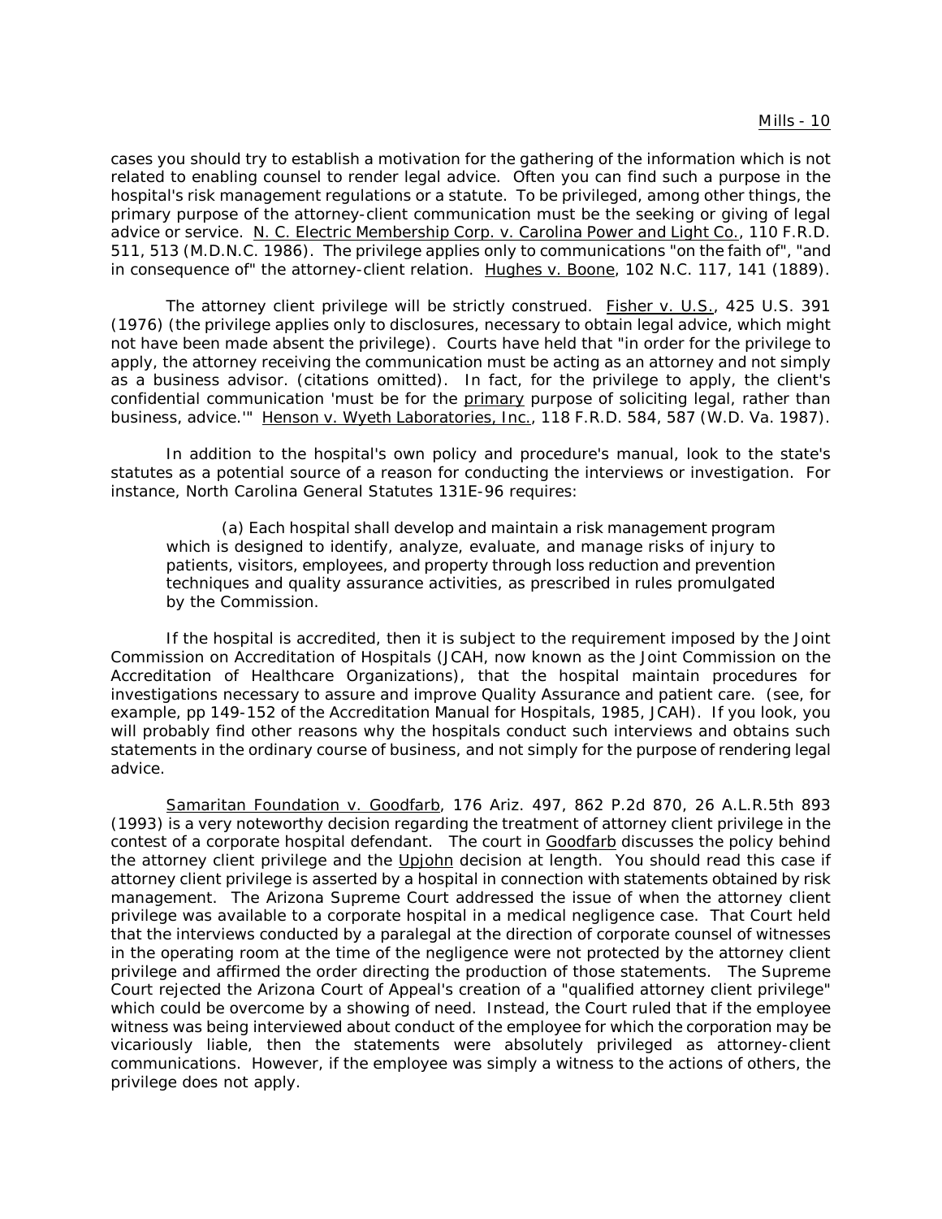cases you should try to establish a motivation for the gathering of the information which is not related to enabling counsel to render legal advice. Often you can find such a purpose in the hospital's risk management regulations or a statute. To be privileged, among other things, the primary purpose of the attorney-client communication must be the seeking or giving of legal advice or service. N. C. Electric Membership Corp. v. Carolina Power and Light Co., 110 F.R.D. 511, 513 (M.D.N.C. 1986). The privilege applies only to communications "on the faith of", "and in consequence of" the attorney-client relation. Hughes v. Boone, 102 N.C. 117, 141 (1889).

The attorney client privilege will be strictly construed. Fisher v. U.S., 425 U.S. 391 (1976) (the privilege applies only to disclosures, necessary to obtain legal advice, which might not have been made absent the privilege). Courts have held that "in order for the privilege to apply, the attorney receiving the communication must be acting as an attorney and not simply as a business advisor. (citations omitted). In fact, for the privilege to apply, the client's confidential communication 'must be for the primary purpose of soliciting legal, rather than business, advice.'" Henson v. Wyeth Laboratories, Inc., 118 F.R.D. 584, 587 (W.D. Va. 1987).

In addition to the hospital's own policy and procedure's manual, look to the state's statutes as a potential source of a reason for conducting the interviews or investigation. For instance, North Carolina General Statutes 131E-96 requires:

> (a) Each hospital shall develop and maintain a risk management program which is designed to identify, analyze, evaluate, and manage risks of injury to patients, visitors, employees, and property through loss reduction and prevention techniques and quality assurance activities, as prescribed in rules promulgated by the Commission.

If the hospital is accredited, then it is subject to the requirement imposed by the Joint Commission on Accreditation of Hospitals (JCAH, now known as the Joint Commission on the Accreditation of Healthcare Organizations), that the hospital maintain procedures for investigations necessary to assure and improve Quality Assurance and patient care. (see, for example, pp 149-152 of the Accreditation Manual for Hospitals, 1985, JCAH). If you look, you will probably find other reasons why the hospitals conduct such interviews and obtains such statements in the ordinary course of business, and not simply for the purpose of rendering legal advice.

Samaritan Foundation v. Goodfarb, 176 Ariz. 497, 862 P.2d 870, 26 A.L.R.5th 893 (1993) is a very noteworthy decision regarding the treatment of attorney client privilege in the contest of a corporate hospital defendant. The court in Goodfarb discusses the policy behind the attorney client privilege and the Upjohn decision at length. You should read this case if attorney client privilege is asserted by a hospital in connection with statements obtained by risk management. The Arizona Supreme Court addressed the issue of when the attorney client privilege was available to a corporate hospital in a medical negligence case. That Court held that the interviews conducted by a paralegal at the direction of corporate counsel of witnesses in the operating room at the time of the negligence were not protected by the attorney client privilege and affirmed the order directing the production of those statements. The Supreme Court rejected the Arizona Court of Appeal's creation of a "qualified attorney client privilege" which could be overcome by a showing of need. Instead, the Court ruled that if the employee witness was being interviewed about conduct of the employee for which the corporation may be vicariously liable, then the statements were absolutely privileged as attorney-client communications. However, if the employee was simply a witness to the actions of others, the privilege does not apply.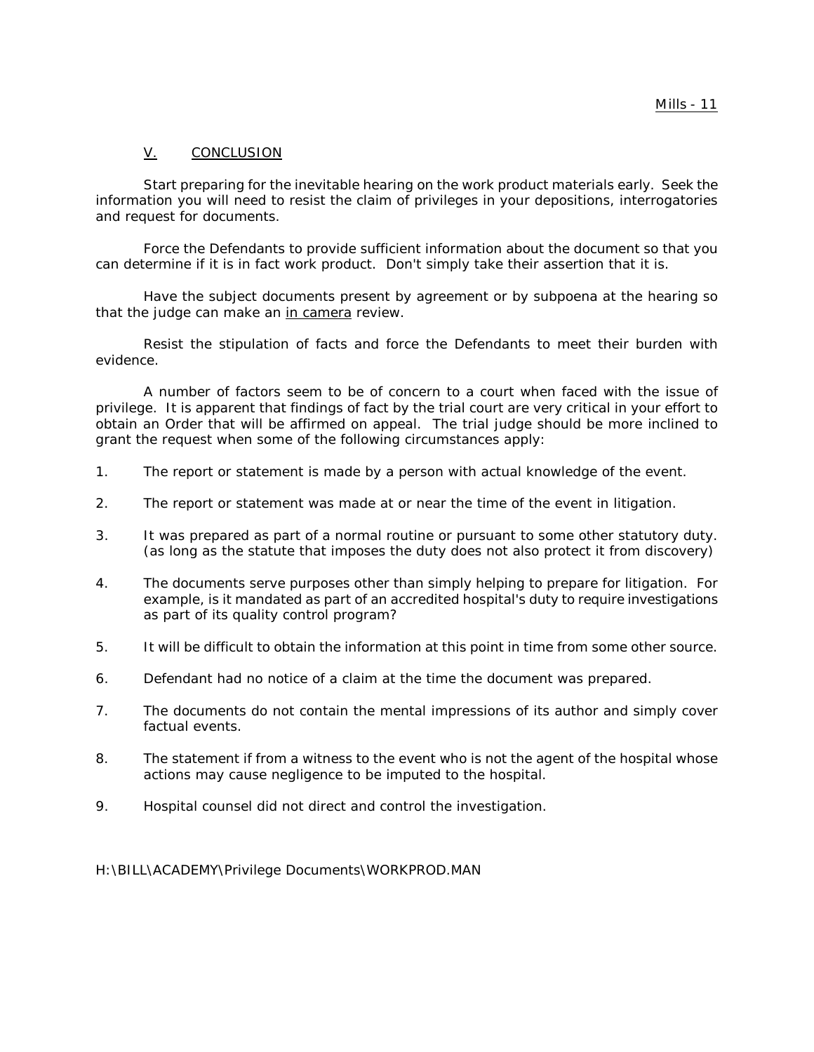## V. CONCLUSION

Start preparing for the inevitable hearing on the work product materials early. Seek the information you will need to resist the claim of privileges in your depositions, interrogatories and request for documents.

Force the Defendants to provide sufficient information about the document so that you can determine if it is in fact work product. Don't simply take their assertion that it is.

Have the subject documents present by agreement or by subpoena at the hearing so that the judge can make an in camera review.

Resist the stipulation of facts and force the Defendants to meet their burden with evidence.

A number of factors seem to be of concern to a court when faced with the issue of privilege. It is apparent that findings of fact by the trial court are very critical in your effort to obtain an Order that will be affirmed on appeal. The trial judge should be more inclined to grant the request when some of the following circumstances apply:

1. The report or statement is made by a person with actual knowledge of the event.
2. The report or statement was made at or near the time of the event in litigation.
3. It was prepared as part of a normal routine or pursuant to some other statutory duty. (as long as the statute that imposes the duty does not also protect it from discovery)
4. The documents serve purposes other than simply helping to prepare for litigation. For example, is it mandated as part of an accredited hospital's duty to require investigations as part of its quality control program?
5. It will be difficult to obtain the information at this point in time from some other source.
6. Defendant had no notice of a claim at the time the document was prepared.
7. The documents do not contain the mental impressions of its author and simply cover factual events.
8. The statement if from a witness to the event who is not the agent of the hospital whose actions may cause negligence to be imputed to the hospital.
9. Hospital counsel did not direct and control the investigation.

H:\BILL\ACADEMY\Privilege Documents\WORKPROD.MAN